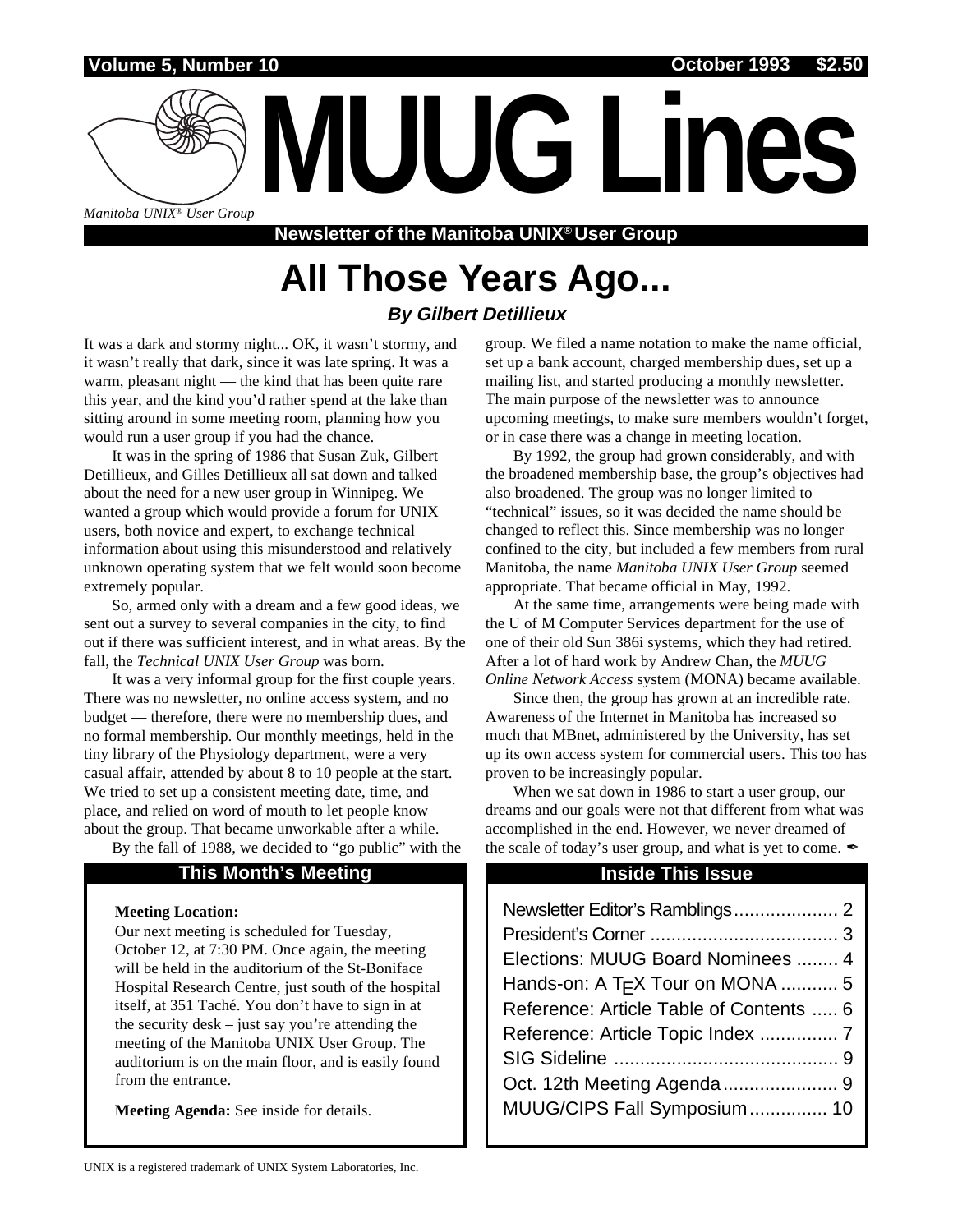# MUUG Lines

*Manitoba UNIX® User Group*

**Newsletter of the Manitoba UNIX® User Group**

Volume 5, Number 10 — October 1993 — $2.50

# All Those Years Ago...

***By Gilbert Detillieux***

It was a dark and stormy night... OK, it wasn't stormy, and it wasn't really that dark, since it was late spring. It was a warm, pleasant night — the kind that has been quite rare this year, and the kind you'd rather spend at the lake than sitting around in some meeting room, planning how you would run a user group if you had the chance.

It was in the spring of 1986 that Susan Zuk, Gilbert Detillieux, and Gilles Detillieux all sat down and talked about the need for a new user group in Winnipeg. We wanted a group which would provide a forum for UNIX users, both novice and expert, to exchange technical information about using this misunderstood and relatively unknown operating system that we felt would soon become extremely popular.

So, armed only with a dream and a few good ideas, we sent out a survey to several companies in the city, to find out if there was sufficient interest, and in what areas. By the fall, the *Technical UNIX User Group* was born.

It was a very informal group for the first couple years. There was no newsletter, no online access system, and no budget — therefore, there were no membership dues, and no formal membership. Our monthly meetings, held in the tiny library of the Physiology department, were a very casual affair, attended by about 8 to 10 people at the start. We tried to set up a consistent meeting date, time, and place, and relied on word of mouth to let people know about the group. That became unworkable after a while.

By the fall of 1988, we decided to "go public" with the group. We filed a name notation to make the name official, set up a bank account, charged membership dues, set up a mailing list, and started producing a monthly newsletter. The main purpose of the newsletter was to announce upcoming meetings, to make sure members wouldn't forget, or in case there was a change in meeting location.

By 1992, the group had grown considerably, and with the broadened membership base, the group's objectives had also broadened. The group was no longer limited to "technical" issues, so it was decided the name should be changed to reflect this. Since membership was no longer confined to the city, but included a few members from rural Manitoba, the name *Manitoba UNIX User Group* seemed appropriate. That became official in May, 1992.

At the same time, arrangements were being made with the U of M Computer Services department for the use of one of their old Sun 386i systems, which they had retired. After a lot of hard work by Andrew Chan, the *MUUG Online Network Access* system (MONA) became available.

Since then, the group has grown at an incredible rate. Awareness of the Internet in Manitoba has increased so much that MBnet, administered by the University, has set up its own access system for commercial users. This too has proven to be increasingly popular.

When we sat down in 1986 to start a user group, our dreams and our goals were not that different from what was accomplished in the end. However, we never dreamed of the scale of today's user group, and what is yet to come. ✒

## This Month's Meeting

**Meeting Location:**
Our next meeting is scheduled for Tuesday, October 12, at 7:30 PM. Once again, the meeting will be held in the auditorium of the St-Boniface Hospital Research Centre, just south of the hospital itself, at 351 Taché. You don't have to sign in at the security desk – just say you're attending the meeting of the Manitoba UNIX User Group. The auditorium is on the main floor, and is easily found from the entrance.

**Meeting Agenda:** See inside for details.

## Inside This Issue

- Newsletter Editor's Ramblings .................... 2
- President's Corner .................................... 3
- Elections: MUUG Board Nominees ........ 4
- Hands-on: A TEX Tour on MONA ........... 5
- Reference: Article Table of Contents ..... 6
- Reference: Article Topic Index ............... 7
- SIG Sideline ........................................... 9
- Oct. 12th Meeting Agenda ...................... 9
- MUUG/CIPS Fall Symposium ............... 10

UNIX is a registered trademark of UNIX System Laboratories, Inc.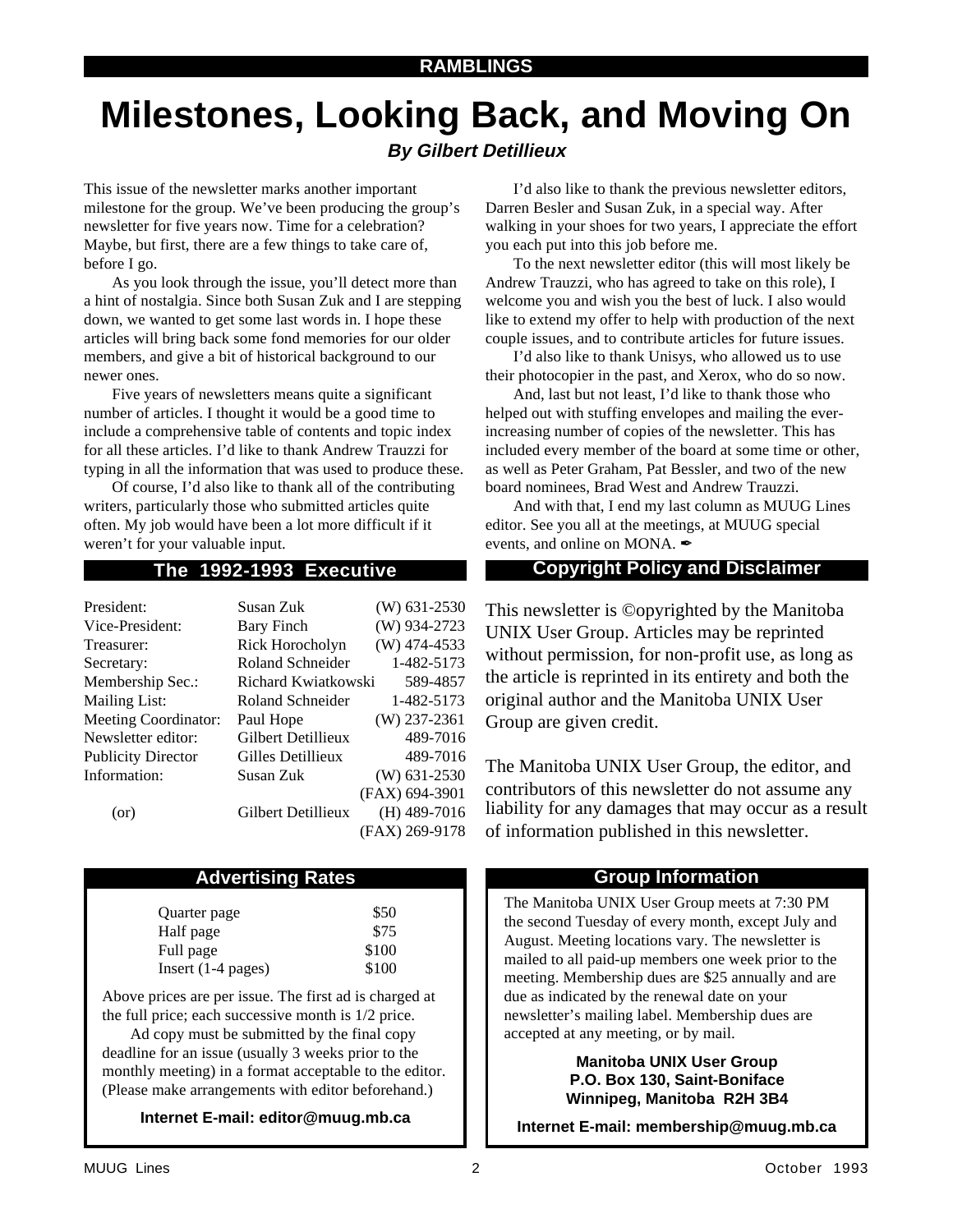RAMBLINGS

# Milestones, Looking Back, and Moving On

***By Gilbert Detillieux***

This issue of the newsletter marks another important milestone for the group. We've been producing the group's newsletter for five years now. Time for a celebration? Maybe, but first, there are a few things to take care of, before I go.

As you look through the issue, you'll detect more than a hint of nostalgia. Since both Susan Zuk and I are stepping down, we wanted to get some last words in. I hope these articles will bring back some fond memories for our older members, and give a bit of historical background to our newer ones.

Five years of newsletters means quite a significant number of articles. I thought it would be a good time to include a comprehensive table of contents and topic index for all these articles. I'd like to thank Andrew Trauzzi for typing in all the information that was used to produce these.

Of course, I'd also like to thank all of the contributing writers, particularly those who submitted articles quite often. My job would have been a lot more difficult if it weren't for your valuable input.

I'd also like to thank the previous newsletter editors, Darren Besler and Susan Zuk, in a special way. After walking in your shoes for two years, I appreciate the effort you each put into this job before me.

To the next newsletter editor (this will most likely be Andrew Trauzzi, who has agreed to take on this role), I welcome you and wish you the best of luck. I also would like to extend my offer to help with production of the next couple issues, and to contribute articles for future issues.

I'd also like to thank Unisys, who allowed us to use their photocopier in the past, and Xerox, who do so now.

And, last but not least, I'd like to thank those who helped out with stuffing envelopes and mailing the ever-increasing number of copies of the newsletter. This has included every member of the board at some time or other, as well as Peter Graham, Pat Bessler, and two of the new board nominees, Brad West and Andrew Trauzzi.

And with that, I end my last column as MUUG Lines editor. See you all at the meetings, at MUUG special events, and online on MONA. ✒

## The 1992-1993 Executive

| | | |
|---|---|---|
| President: | Susan Zuk | (W) 631-2530 |
| Vice-President: | Bary Finch | (W) 934-2723 |
| Treasurer: | Rick Horocholyn | (W) 474-4533 |
| Secretary: | Roland Schneider | 1-482-5173 |
| Membership Sec.: | Richard Kwiatkowski | 589-4857 |
| Mailing List: | Roland Schneider | 1-482-5173 |
| Meeting Coordinator: | Paul Hope | (W) 237-2361 |
| Newsletter editor: | Gilbert Detillieux | 489-7016 |
| Publicity Director | Gilles Detillieux | 489-7016 |
| Information: | Susan Zuk | (W) 631-2530 |
| | | (FAX) 694-3901 |
| (or) | Gilbert Detillieux | (H) 489-7016 |
| | | (FAX) 269-9178 |

## Copyright Policy and Disclaimer

This newsletter is ©opyrighted by the Manitoba UNIX User Group. Articles may be reprinted without permission, for non-profit use, as long as the article is reprinted in its entirety and both the original author and the Manitoba UNIX User Group are given credit.

The Manitoba UNIX User Group, the editor, and contributors of this newsletter do not assume any liability for any damages that may occur as a result of information published in this newsletter.

## Advertising Rates

| | |
|---|---|
| Quarter page | $50 |
| Half page | $75 |
| Full page | $100 |
| Insert (1-4 pages) | $100 |

Above prices are per issue. The first ad is charged at the full price; each successive month is 1/2 price.

Ad copy must be submitted by the final copy deadline for an issue (usually 3 weeks prior to the monthly meeting) in a format acceptable to the editor. (Please make arrangements with editor beforehand.)

**Internet E-mail: editor@muug.mb.ca**

## Group Information

The Manitoba UNIX User Group meets at 7:30 PM the second Tuesday of every month, except July and August. Meeting locations vary. The newsletter is mailed to all paid-up members one week prior to the meeting. Membership dues are $25 annually and are due as indicated by the renewal date on your newsletter's mailing label. Membership dues are accepted at any meeting, or by mail.

**Manitoba UNIX User Group**
**P.O. Box 130, Saint-Boniface**
**Winnipeg, Manitoba R2H 3B4**

**Internet E-mail: membership@muug.mb.ca**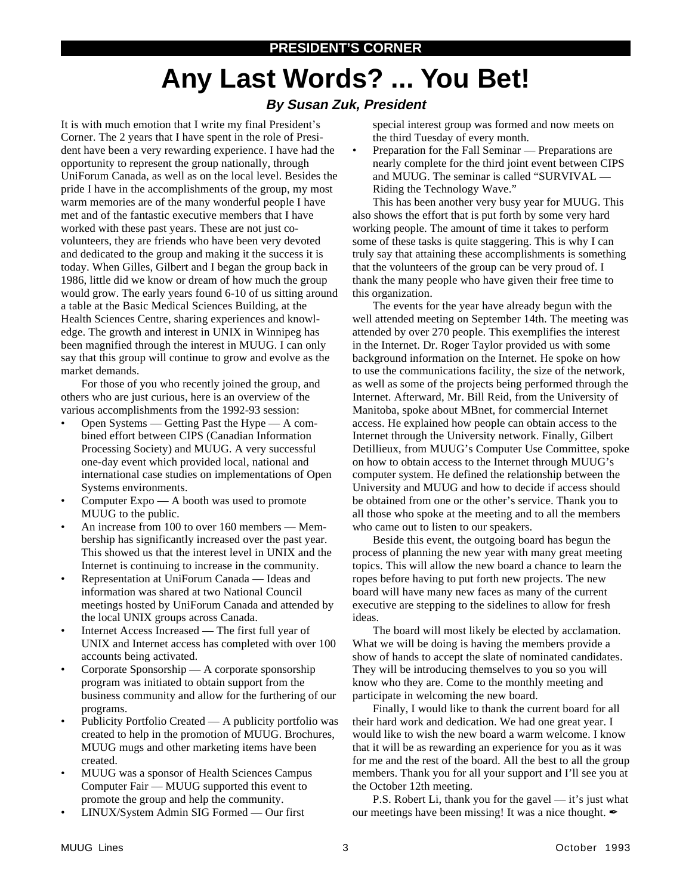**PRESIDENT'S CORNER**

# Any Last Words? ... You Bet!

***By Susan Zuk, President***

It is with much emotion that I write my final President's Corner. The 2 years that I have spent in the role of President have been a very rewarding experience. I have had the opportunity to represent the group nationally, through UniForum Canada, as well as on the local level. Besides the pride I have in the accomplishments of the group, my most warm memories are of the many wonderful people I have met and of the fantastic executive members that I have worked with these past years. These are not just co-volunteers, they are friends who have been very devoted and dedicated to the group and making it the success it is today. When Gilles, Gilbert and I began the group back in 1986, little did we know or dream of how much the group would grow. The early years found 6-10 of us sitting around a table at the Basic Medical Sciences Building, at the Health Sciences Centre, sharing experiences and knowledge. The growth and interest in UNIX in Winnipeg has been magnified through the interest in MUUG. I can only say that this group will continue to grow and evolve as the market demands.

For those of you who recently joined the group, and others who are just curious, here is an overview of the various accomplishments from the 1992-93 session:

- Open Systems — Getting Past the Hype — A combined effort between CIPS (Canadian Information Processing Society) and MUUG. A very successful one-day event which provided local, national and international case studies on implementations of Open Systems environments.
- Computer Expo — A booth was used to promote MUUG to the public.
- An increase from 100 to over 160 members — Membership has significantly increased over the past year. This showed us that the interest level in UNIX and the Internet is continuing to increase in the community.
- Representation at UniForum Canada — Ideas and information was shared at two National Council meetings hosted by UniForum Canada and attended by the local UNIX groups across Canada.
- Internet Access Increased — The first full year of UNIX and Internet access has completed with over 100 accounts being activated.
- Corporate Sponsorship — A corporate sponsorship program was initiated to obtain support from the business community and allow for the furthering of our programs.
- Publicity Portfolio Created — A publicity portfolio was created to help in the promotion of MUUG. Brochures, MUUG mugs and other marketing items have been created.
- MUUG was a sponsor of Health Sciences Campus Computer Fair — MUUG supported this event to promote the group and help the community.
- LINUX/System Admin SIG Formed — Our first special interest group was formed and now meets on the third Tuesday of every month.
- Preparation for the Fall Seminar — Preparations are nearly complete for the third joint event between CIPS and MUUG. The seminar is called "SURVIVAL — Riding the Technology Wave."

This has been another very busy year for MUUG. This also shows the effort that is put forth by some very hard working people. The amount of time it takes to perform some of these tasks is quite staggering. This is why I can truly say that attaining these accomplishments is something that the volunteers of the group can be very proud of. I thank the many people who have given their free time to this organization.

The events for the year have already begun with the well attended meeting on September 14th. The meeting was attended by over 270 people. This exemplifies the interest in the Internet. Dr. Roger Taylor provided us with some background information on the Internet. He spoke on how to use the communications facility, the size of the network, as well as some of the projects being performed through the Internet. Afterward, Mr. Bill Reid, from the University of Manitoba, spoke about MBnet, for commercial Internet access. He explained how people can obtain access to the Internet through the University network. Finally, Gilbert Detillieux, from MUUG's Computer Use Committee, spoke on how to obtain access to the Internet through MUUG's computer system. He defined the relationship between the University and MUUG and how to decide if access should be obtained from one or the other's service. Thank you to all those who spoke at the meeting and to all the members who came out to listen to our speakers.

Beside this event, the outgoing board has begun the process of planning the new year with many great meeting topics. This will allow the new board a chance to learn the ropes before having to put forth new projects. The new board will have many new faces as many of the current executive are stepping to the sidelines to allow for fresh ideas.

The board will most likely be elected by acclamation. What we will be doing is having the members provide a show of hands to accept the slate of nominated candidates. They will be introducing themselves to you so you will know who they are. Come to the monthly meeting and participate in welcoming the new board.

Finally, I would like to thank the current board for all their hard work and dedication. We had one great year. I would like to wish the new board a warm welcome. I know that it will be as rewarding an experience for you as it was for me and the rest of the board. All the best to all the group members. Thank you for all your support and I'll see you at the October 12th meeting.

P.S. Robert Li, thank you for the gavel — it's just what our meetings have been missing! It was a nice thought. ✒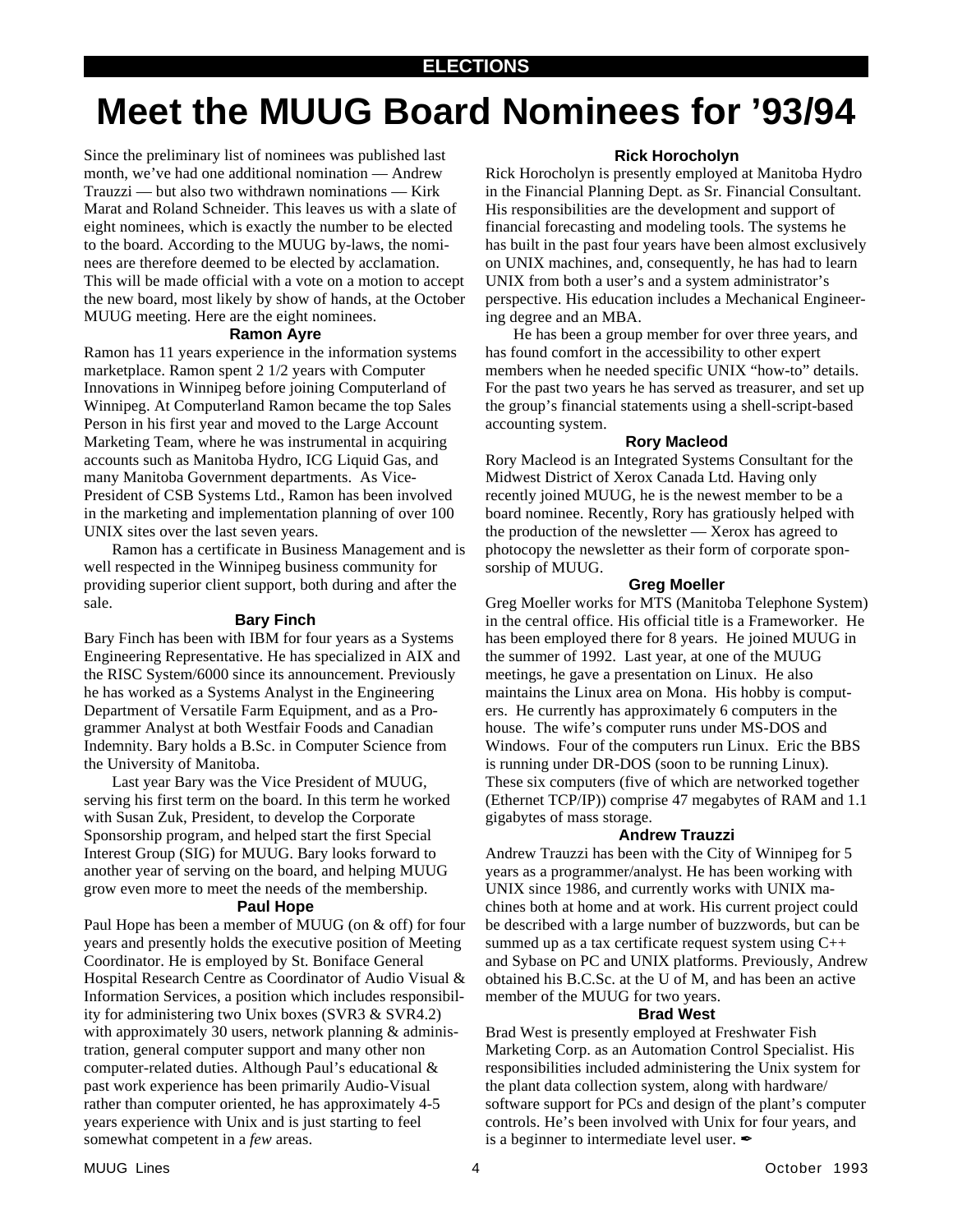ELECTIONS

# Meet the MUUG Board Nominees for '93/94

Since the preliminary list of nominees was published last month, we've had one additional nomination — Andrew Trauzzi — but also two withdrawn nominations — Kirk Marat and Roland Schneider. This leaves us with a slate of eight nominees, which is exactly the number to be elected to the board. According to the MUUG by-laws, the nominees are therefore deemed to be elected by acclamation. This will be made official with a vote on a motion to accept the new board, most likely by show of hands, at the October MUUG meeting. Here are the eight nominees.

### Ramon Ayre

Ramon has 11 years experience in the information systems marketplace. Ramon spent 2 1/2 years with Computer Innovations in Winnipeg before joining Computerland of Winnipeg. At Computerland Ramon became the top Sales Person in his first year and moved to the Large Account Marketing Team, where he was instrumental in acquiring accounts such as Manitoba Hydro, ICG Liquid Gas, and many Manitoba Government departments. As Vice-President of CSB Systems Ltd., Ramon has been involved in the marketing and implementation planning of over 100 UNIX sites over the last seven years.

Ramon has a certificate in Business Management and is well respected in the Winnipeg business community for providing superior client support, both during and after the sale.

### Bary Finch

Bary Finch has been with IBM for four years as a Systems Engineering Representative. He has specialized in AIX and the RISC System/6000 since its announcement. Previously he has worked as a Systems Analyst in the Engineering Department of Versatile Farm Equipment, and as a Programmer Analyst at both Westfair Foods and Canadian Indemnity. Bary holds a B.Sc. in Computer Science from the University of Manitoba.

Last year Bary was the Vice President of MUUG, serving his first term on the board. In this term he worked with Susan Zuk, President, to develop the Corporate Sponsorship program, and helped start the first Special Interest Group (SIG) for MUUG. Bary looks forward to another year of serving on the board, and helping MUUG grow even more to meet the needs of the membership.

### Paul Hope

Paul Hope has been a member of MUUG (on & off) for four years and presently holds the executive position of Meeting Coordinator. He is employed by St. Boniface General Hospital Research Centre as Coordinator of Audio Visual & Information Services, a position which includes responsibility for administering two Unix boxes (SVR3 & SVR4.2) with approximately 30 users, network planning & administration, general computer support and many other non computer-related duties. Although Paul's educational & past work experience has been primarily Audio-Visual rather than computer oriented, he has approximately 4-5 years experience with Unix and is just starting to feel somewhat competent in a *few* areas.

### Rick Horocholyn

Rick Horocholyn is presently employed at Manitoba Hydro in the Financial Planning Dept. as Sr. Financial Consultant. His responsibilities are the development and support of financial forecasting and modeling tools. The systems he has built in the past four years have been almost exclusively on UNIX machines, and, consequently, he has had to learn UNIX from both a user's and a system administrator's perspective. His education includes a Mechanical Engineering degree and an MBA.

He has been a group member for over three years, and has found comfort in the accessibility to other expert members when he needed specific UNIX "how-to" details. For the past two years he has served as treasurer, and set up the group's financial statements using a shell-script-based accounting system.

### Rory Macleod

Rory Macleod is an Integrated Systems Consultant for the Midwest District of Xerox Canada Ltd. Having only recently joined MUUG, he is the newest member to be a board nominee. Recently, Rory has gratiously helped with the production of the newsletter — Xerox has agreed to photocopy the newsletter as their form of corporate sponsorship of MUUG.

### Greg Moeller

Greg Moeller works for MTS (Manitoba Telephone System) in the central office. His official title is a Frameworker. He has been employed there for 8 years. He joined MUUG in the summer of 1992. Last year, at one of the MUUG meetings, he gave a presentation on Linux. He also maintains the Linux area on Mona. His hobby is computers. He currently has approximately 6 computers in the house. The wife's computer runs under MS-DOS and Windows. Four of the computers run Linux. Eric the BBS is running under DR-DOS (soon to be running Linux). These six computers (five of which are networked together (Ethernet TCP/IP)) comprise 47 megabytes of RAM and 1.1 gigabytes of mass storage.

### Andrew Trauzzi

Andrew Trauzzi has been with the City of Winnipeg for 5 years as a programmer/analyst. He has been working with UNIX since 1986, and currently works with UNIX machines both at home and at work. His current project could be described with a large number of buzzwords, but can be summed up as a tax certificate request system using C++ and Sybase on PC and UNIX platforms. Previously, Andrew obtained his B.C.Sc. at the U of M, and has been an active member of the MUUG for two years.

### Brad West

Brad West is presently employed at Freshwater Fish Marketing Corp. as an Automation Control Specialist. His responsibilities included administering the Unix system for the plant data collection system, along with hardware/software support for PCs and design of the plant's computer controls. He's been involved with Unix for four years, and is a beginner to intermediate level user. ✒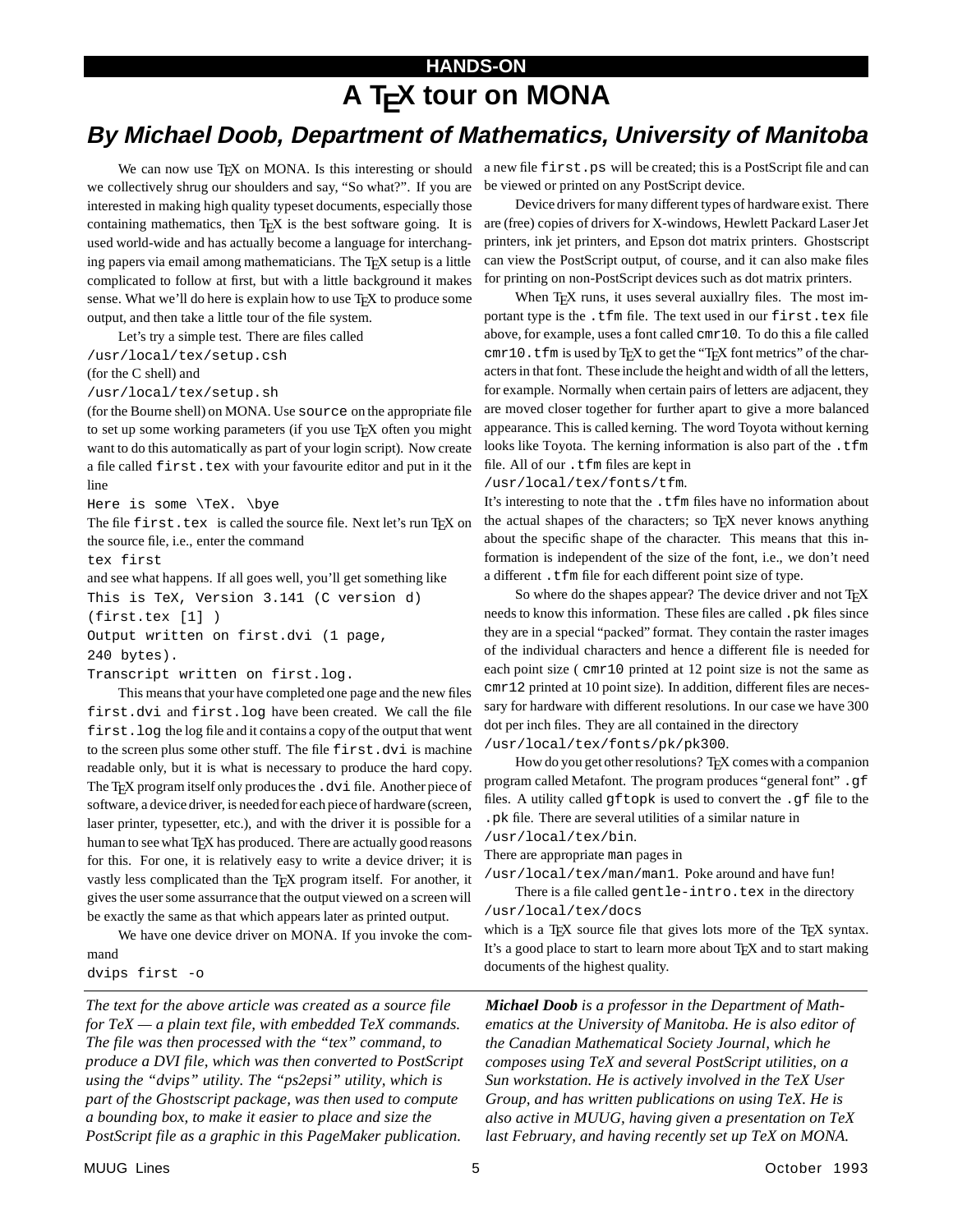HANDS-ON

# A TEX tour on MONA

## *By Michael Doob, Department of Mathematics, University of Manitoba*

We can now use TEX on MONA. Is this interesting or should we collectively shrug our shoulders and say, "So what?". If you are interested in making high quality typeset documents, especially those containing mathematics, then TEX is the best software going. It is used world-wide and has actually become a language for interchanging papers via email among mathematicians. The TEX setup is a little complicated to follow at first, but with a little background it makes sense. What we'll do here is explain how to use TEX to produce some output, and then take a little tour of the file system.

Let's try a simple test. There are files called
`/usr/local/tex/setup.csh`
(for the C shell) and
`/usr/local/tex/setup.sh`
(for the Bourne shell) on MONA. Use `source` on the appropriate file to set up some working parameters (if you use TEX often you might want to do this automatically as part of your login script). Now create a file called `first.tex` with your favourite editor and put in it the line

```
Here is some \TeX. \bye
```

The file `first.tex` is called the source file. Next let's run TEX on the source file, i.e., enter the command

```
tex first
```

and see what happens. If all goes well, you'll get something like

```
This is TeX, Version 3.141 (C version d)
(first.tex [1] )
Output written on first.dvi (1 page,
240 bytes).
Transcript written on first.log.
```

This means that your have completed one page and the new files `first.dvi` and `first.log` have been created. We call the file `first.log` the log file and it contains a copy of the output that went to the screen plus some other stuff. The file `first.dvi` is machine readable only, but it is what is necessary to produce the hard copy. The TEX program itself only produces the `.dvi` file. Another piece of software, a device driver, is needed for each piece of hardware (screen, laser printer, typesetter, etc.), and with the driver it is possible for a human to see what TEX has produced. There are actually good reasons for this. For one, it is relatively easy to write a device driver; it is vastly less complicated than the TEX program itself. For another, it gives the user some assurrance that the output viewed on a screen will be exactly the same as that which appears later as printed output.

We have one device driver on MONA. If you invoke the command

```
dvips first -o
```

a new file `first.ps` will be created; this is a PostScript file and can be viewed or printed on any PostScript device.

Device drivers for many different types of hardware exist. There are (free) copies of drivers for X-windows, Hewlett Packard Laser Jet printers, ink jet printers, and Epson dot matrix printers. Ghostscript can view the PostScript output, of course, and it can also make files for printing on non-PostScript devices such as dot matrix printers.

When TEX runs, it uses several auxiallry files. The most important type is the `.tfm` file. The text used in our `first.tex` file above, for example, uses a font called `cmr10`. To do this a file called `cmr10.tfm` is used by TEX to get the "TEX font metrics" of the characters in that font. These include the height and width of all the letters, for example. Normally when certain pairs of letters are adjacent, they are moved closer together for further apart to give a more balanced appearance. This is called kerning. The word Toyota without kerning looks like Toyota. The kerning information is also part of the `.tfm` file. All of our `.tfm` files are kept in
`/usr/local/tex/fonts/tfm`.
It's interesting to note that the `.tfm` files have no information about the actual shapes of the characters; so TEX never knows anything about the specific shape of the character. This means that this information is independent of the size of the font, i.e., we don't need a different `.tfm` file for each different point size of type.

So where do the shapes appear? The device driver and not TEX needs to know this information. These files are called `.pk` files since they are in a special "packed" format. They contain the raster images of the individual characters and hence a different file is needed for each point size ( `cmr10` printed at 12 point size is not the same as `cmr12` printed at 10 point size). In addition, different files are necessary for hardware with different resolutions. In our case we have 300 dot per inch files. They are all contained in the directory
`/usr/local/tex/fonts/pk/pk300`.

How do you get other resolutions? TEX comes with a companion program called Metafont. The program produces "general font" `.gf` files. A utility called `gftopk` is used to convert the `.gf` file to the `.pk` file. There are several utilities of a similar nature in
`/usr/local/tex/bin`.
There are appropriate `man` pages in
`/usr/local/tex/man/man1`. Poke around and have fun!

There is a file called `gentle-intro.tex` in the directory
`/usr/local/tex/docs`
which is a TEX source file that gives lots more of the TEX syntax. It's a good place to start to learn more about TEX and to start making documents of the highest quality.

---

*The text for the above article was created as a source file for TeX — a plain text file, with embedded TeX commands. The file was then processed with the "tex" command, to produce a DVI file, which was then converted to PostScript using the "dvips" utility. The "ps2epsi" utility, which is part of the Ghostscript package, was then used to compute a bounding box, to make it easier to place and size the PostScript file as a graphic in this PageMaker publication.*

***Michael Doob** is a professor in the Department of Mathematics at the University of Manitoba. He is also editor of the Canadian Mathematical Society Journal, which he composes using TeX and several PostScript utilities, on a Sun workstation. He is actively involved in the TeX User Group, and has written publications on using TeX. He is also active in MUUG, having given a presentation on TeX last February, and having recently set up TeX on MONA.*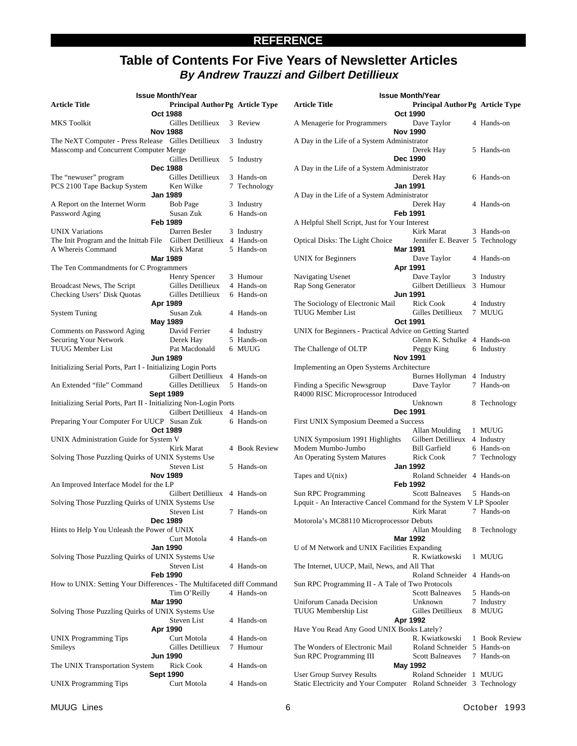**REFERENCE**

# Table of Contents For Five Years of Newsletter Articles

### *By Andrew Trauzzi and Gilbert Detillieux*

| Article Title | Principal Author | Pg | Article Type |
|---|---|---|---|
| **Oct 1988** | | | |
| MKS Toolkit | Gilles Detillieux | 3 | Review |
| **Nov 1988** | | | |
| The NeXT Computer - Press Release | Gilles Detillieux | 3 | Industry |
| Masscomp and Concurrent Computer Merge | Gilles Detillieux | 5 | Industry |
| **Dec 1988** | | | |
| The “newuser” program | Gilles Detillieux | 3 | Hands-on |
| PCS 2100 Tape Backup System | Ken Wilke | 7 | Technology |
| **Jan 1989** | | | |
| A Report on the Internet Worm | Bob Page | 3 | Industry |
| Password Aging | Susan Zuk | 6 | Hands-on |
| **Feb 1989** | | | |
| UNIX Variations | Darren Besler | 3 | Industry |
| The Init Program and the Inittab File | Gilbert Detillieux | 4 | Hands-on |
| A Whereis Command | Kirk Marat | 5 | Hands-on |
| **Mar 1989** | | | |
| The Ten Commandments for C Programmers | Henry Spencer | 3 | Humour |
| Broadcast News, The Script | Gilles Detillieux | 4 | Hands-on |
| Checking Users’ Disk Quotas | Gilles Detillieux | 6 | Hands-on |
| **Apr 1989** | | | |
| System Tuning | Susan Zuk | 4 | Hands-on |
| **May 1989** | | | |
| Comments on Password Aging | David Ferrier | 4 | Industry |
| Securing Your Network | Derek Hay | 5 | Hands-on |
| TUUG Member List | Pat Macdonald | 6 | MUUG |
| **Jun 1989** | | | |
| Initializing Serial Ports, Part I - Initializing Login Ports | Gilbert Detillieux | 4 | Hands-on |
| An Extended “file” Command | Gilles Detillieux | 5 | Hands-on |
| **Sept 1989** | | | |
| Initializing Serial Ports, Part II - Initializing Non-Login Ports | Gilbert Detillieux | 4 | Hands-on |
| Preparing Your Computer For UUCP | Susan Zuk | 6 | Hands-on |
| **Oct 1989** | | | |
| UNIX Administration Guide for System V | Kirk Marat | 4 | Book Review |
| Solving Those Puzzling Quirks of UNIX Systems Use | Steven List | 5 | Hands-on |
| **Nov 1989** | | | |
| An Improved Interface Model for the LP | Gilbert Detillieux | 4 | Hands-on |
| Solving Those Puzzling Quirks of UNIX Systems Use | Steven List | 7 | Hands-on |
| **Dec 1989** | | | |
| Hints to Help You Unleash the Power of UNIX | Curt Motola | 4 | Hands-on |
| **Jan 1990** | | | |
| Solving Those Puzzling Quirks of UNIX Systems Use | Steven List | 4 | Hands-on |
| **Feb 1990** | | | |
| How to UNIX: Setting Your Differences - The Multifaceted diff Command | Tim O’Reilly | 4 | Hands-on |
| **Mar 1990** | | | |
| Solving Those Puzzling Quirks of UNIX Systems Use | Steven List | 4 | Hands-on |
| **Apr 1990** | | | |
| UNIX Programming Tips | Curt Motola | 4 | Hands-on |
| Smileys | Gilles Detillieux | 7 | Humour |
| **Jun 1990** | | | |
| The UNIX Transportation System | Rick Cook | 4 | Hands-on |
| **Sept 1990** | | | |
| UNIX Programming Tips | Curt Motola | 4 | Hands-on |
| **Oct 1990** | | | |
| A Menagerie for Programmers | Dave Taylor | 4 | Hands-on |
| **Nov 1990** | | | |
| A Day in the Life of a System Administrator | Derek Hay | 5 | Hands-on |
| **Dec 1990** | | | |
| A Day in the Life of a System Administrator | Derek Hay | 6 | Hands-on |
| **Jan 1991** | | | |
| A Day in the Life of a System Administrator | Derek Hay | 4 | Hands-on |
| **Feb 1991** | | | |
| A Helpful Shell Script, Just for Your Interest | Kirk Marat | 3 | Hands-on |
| Optical Disks: The Light Choice | Jennifer E. Beaver | 5 | Technology |
| **Mar 1991** | | | |
| UNIX for Beginners | Dave Taylor | 4 | Hands-on |
| **Apr 1991** | | | |
| Navigating Usenet | Dave Taylor | 3 | Industry |
| Rap Song Generator | Gilbert Detillieux | 3 | Humour |
| **Jun 1991** | | | |
| The Sociology of Electronic Mail | Rick Cook | 4 | Industry |
| TUUG Member List | Gilles Detillieux | 7 | MUUG |
| **Oct 1991** | | | |
| UNIX for Beginners - Practical Advice on Getting Started | Glenn K. Schulke | 4 | Hands-on |
| The Challenge of OLTP | Peggy King | 6 | Industry |
| **Nov 1991** | | | |
| Implementing an Open Systems Architecture | Burnes Hollyman | 4 | Industry |
| Finding a Specific Newsgroup | Dave Taylor | 7 | Hands-on |
| R4000 RISC Microprocessor Introduced | Unknown | 8 | Technology |
| **Dec 1991** | | | |
| First UNIX Symposium Deemed a Success | Allan Moulding | 1 | MUUG |
| UNIX Symposium 1991 Highlights | Gilbert Detillieux | 4 | Industry |
| Modem Mumbo-Jumbo | Bill Garfield | 6 | Hands-on |
| An Operating System Matures | Rick Cook | 7 | Technology |
| **Jan 1992** | | | |
| Tapes and U(nix) | Roland Schneider | 4 | Hands-on |
| **Feb 1992** | | | |
| Sun RPC Programming | Scott Balneaves | 5 | Hands-on |
| Lpquit - An Interactive Cancel Command for the System V LP Spooler | Kirk Marat | 7 | Hands-on |
| Motorola’s MC88110 Microprocessor Debuts | Allan Moulding | 8 | Technology |
| **Mar 1992** | | | |
| U of M Network and UNIX Facilities Expanding | R. Kwiatkowski | 1 | MUUG |
| The Internet, UUCP, Mail, News, and All That | Roland Schneider | 4 | Hands-on |
| Sun RPC Programming II - A Tale of Two Protocols | Scott Balneaves | 5 | Hands-on |
| Uniforum Canada Decision | Unknown | 7 | Industry |
| TUUG Membership List | Gilles Detillieux | 8 | MUUG |
| **Apr 1992** | | | |
| Have You Read Any Good UNIX Books Lately? | R. Kwiatkowski | 1 | Book Review |
| The Wonders of Electronic Mail | Roland Schneider | 5 | Hands-on |
| Sun RPC Programming III | Scott Balneaves | 7 | Hands-on |
| **May 1992** | | | |
| User Group Survey Results | Roland Schneider | 1 | MUUG |
| Static Electricity and Your Computer | Roland Schneider | 3 | Technology |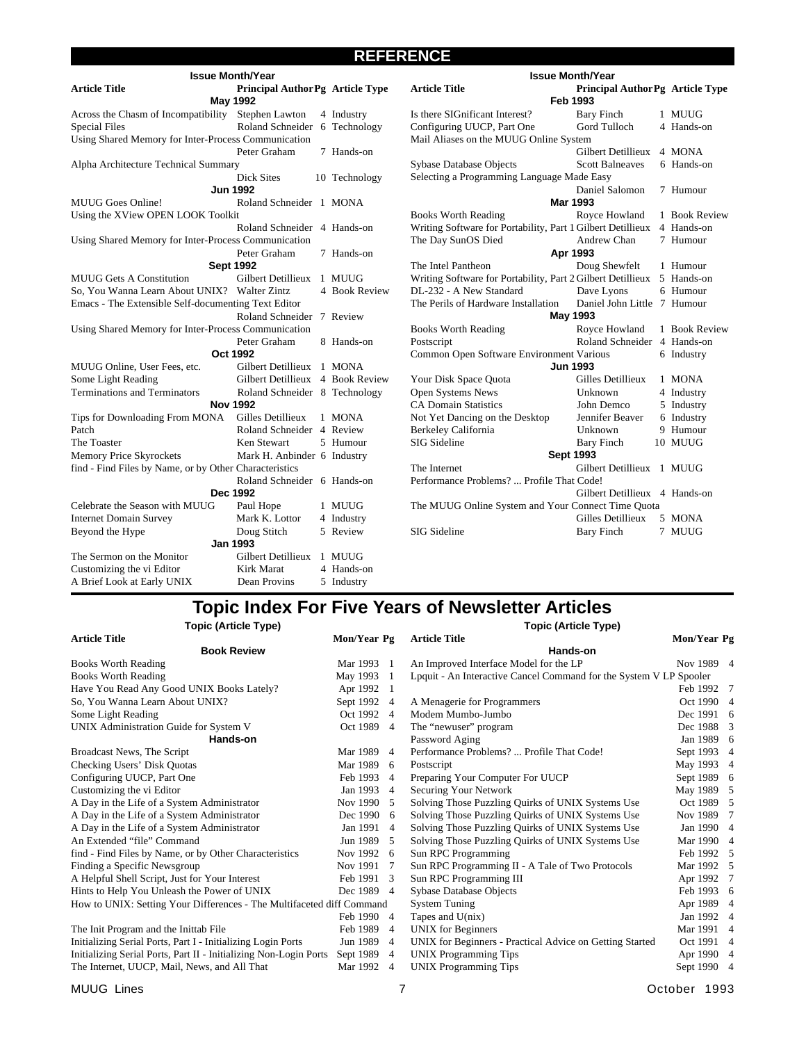# REFERENCE

| Article Title | Principal Author | Pg | Article Type |
|---|---|---|---|
| **May 1992** | | | |
| Across the Chasm of Incompatibility | Stephen Lawton | 4 | Industry |
| Special Files | Roland Schneider | 6 | Technology |
| Using Shared Memory for Inter-Process Communication | Peter Graham | 7 | Hands-on |
| Alpha Architecture Technical Summary | Dick Sites | 10 | Technology |
| **Jun 1992** | | | |
| MUUG Goes Online! | Roland Schneider | 1 | MONA |
| Using the XView OPEN LOOK Toolkit | Roland Schneider | 4 | Hands-on |
| Using Shared Memory for Inter-Process Communication | Peter Graham | 7 | Hands-on |
| **Sept 1992** | | | |
| MUUG Gets A Constitution | Gilbert Detillieux | 1 | MUUG |
| So, You Wanna Learn About UNIX? | Walter Zintz | 4 | Book Review |
| Emacs - The Extensible Self-documenting Text Editor | Roland Schneider | 7 | Review |
| Using Shared Memory for Inter-Process Communication | Peter Graham | 8 | Hands-on |
| **Oct 1992** | | | |
| MUUG Online, User Fees, etc. | Gilbert Detillieux | 1 | MONA |
| Some Light Reading | Gilbert Detillieux | 4 | Book Review |
| Terminations and Terminators | Roland Schneider | 8 | Technology |
| **Nov 1992** | | | |
| Tips for Downloading From MONA | Gilles Detillieux | 1 | MONA |
| Patch | Roland Schneider | 4 | Review |
| The Toaster | Ken Stewart | 5 | Humour |
| Memory Price Skyrockets | Mark H. Anbinder | 6 | Industry |
| find - Find Files by Name, or by Other Characteristics | Roland Schneider | 6 | Hands-on |
| **Dec 1992** | | | |
| Celebrate the Season with MUUG | Paul Hope | 1 | MUUG |
| Internet Domain Survey | Mark K. Lottor | 4 | Industry |
| Beyond the Hype | Doug Stitch | 5 | Review |
| **Jan 1993** | | | |
| The Sermon on the Monitor | Gilbert Detillieux | 1 | MUUG |
| Customizing the vi Editor | Kirk Marat | 4 | Hands-on |
| A Brief Look at Early UNIX | Dean Provins | 5 | Industry |
| **Feb 1993** | | | |
| Is there SIGnificant Interest? | Bary Finch | 1 | MUUG |
| Configuring UUCP, Part One | Gord Tulloch | 4 | Hands-on |
| Mail Aliases on the MUUG Online System | Gilbert Detillieux | 4 | MONA |
| Sybase Database Objects | Scott Balneaves | 6 | Hands-on |
| Selecting a Programming Language Made Easy | Daniel Salomon | 7 | Humour |
| **Mar 1993** | | | |
| Books Worth Reading | Royce Howland | 1 | Book Review |
| Writing Software for Portability, Part 1 | Gilbert Detillieux | 4 | Hands-on |
| The Day SunOS Died | Andrew Chan | 7 | Humour |
| **Apr 1993** | | | |
| The Intel Pantheon | Doug Shewfelt | 1 | Humour |
| Writing Software for Portability, Part 2 | Gilbert Detillieux | 5 | Hands-on |
| DL-232 - A New Standard | Dave Lyons | 6 | Humour |
| The Perils of Hardware Installation | Daniel John Little | 7 | Humour |
| **May 1993** | | | |
| Books Worth Reading | Royce Howland | 1 | Book Review |
| Postscript | Roland Schneider | 4 | Hands-on |
| Common Open Software Environment | Various | 6 | Industry |
| **Jun 1993** | | | |
| Your Disk Space Quota | Gilles Detillieux | 1 | MONA |
| Open Systems News | Unknown | 4 | Industry |
| CA Domain Statistics | John Demco | 5 | Industry |
| Not Yet Dancing on the Desktop | Jennifer Beaver | 6 | Industry |
| Berkeley California | Unknown | 9 | Humour |
| SIG Sideline | Bary Finch | 10 | MUUG |
| **Sept 1993** | | | |
| The Internet | Gilbert Detillieux | 1 | MUUG |
| Performance Problems? ... Profile That Code! | Gilbert Detillieux | 4 | Hands-on |
| The MUUG Online System and Your Connect Time Quota | Gilles Detillieux | 5 | MONA |
| SIG Sideline | Bary Finch | 7 | MUUG |

# Topic Index For Five Years of Newsletter Articles

| Article Title | Mon/Year | Pg |
|---|---|---|
| **Book Review** | | |
| Books Worth Reading | Mar 1993 | 1 |
| Books Worth Reading | May 1993 | 1 |
| Have You Read Any Good UNIX Books Lately? | Apr 1992 | 1 |
| So, You Wanna Learn About UNIX? | Sept 1992 | 4 |
| Some Light Reading | Oct 1992 | 4 |
| UNIX Administration Guide for System V | Oct 1989 | 4 |
| **Hands-on** | | |
| Broadcast News, The Script | Mar 1989 | 4 |
| Checking Users' Disk Quotas | Mar 1989 | 6 |
| Configuring UUCP, Part One | Feb 1993 | 4 |
| Customizing the vi Editor | Jan 1993 | 4 |
| A Day in the Life of a System Administrator | Nov 1990 | 5 |
| A Day in the Life of a System Administrator | Dec 1990 | 6 |
| A Day in the Life of a System Administrator | Jan 1991 | 4 |
| An Extended "file" Command | Jun 1989 | 5 |
| find - Find Files by Name, or by Other Characteristics | Nov 1992 | 6 |
| Finding a Specific Newsgroup | Nov 1991 | 7 |
| A Helpful Shell Script, Just for Your Interest | Feb 1991 | 3 |
| Hints to Help You Unleash the Power of UNIX | Dec 1989 | 4 |
| How to UNIX: Setting Your Differences - The Multifaceted diff Command | Feb 1990 | 4 |
| The Init Program and the Inittab File | Feb 1989 | 4 |
| Initializing Serial Ports, Part I - Initializing Login Ports | Jun 1989 | 4 |
| Initializing Serial Ports, Part II - Initializing Non-Login Ports | Sept 1989 | 4 |
| The Internet, UUCP, Mail, News, and All That | Mar 1992 | 4 |
| **Hands-on** | | |
| An Improved Interface Model for the LP | Nov 1989 | 4 |
| Lpquit - An Interactive Cancel Command for the System V LP Spooler | Feb 1992 | 7 |
| A Menagerie for Programmers | Oct 1990 | 4 |
| Modem Mumbo-Jumbo | Dec 1991 | 6 |
| The "newuser" program | Dec 1988 | 3 |
| Password Aging | Jan 1989 | 6 |
| Performance Problems? ... Profile That Code! | Sept 1993 | 4 |
| Postscript | May 1993 | 4 |
| Preparing Your Computer For UUCP | Sept 1989 | 6 |
| Securing Your Network | May 1989 | 5 |
| Solving Those Puzzling Quirks of UNIX Systems Use | Oct 1989 | 5 |
| Solving Those Puzzling Quirks of UNIX Systems Use | Nov 1989 | 7 |
| Solving Those Puzzling Quirks of UNIX Systems Use | Jan 1990 | 4 |
| Solving Those Puzzling Quirks of UNIX Systems Use | Mar 1990 | 4 |
| Sun RPC Programming | Feb 1992 | 5 |
| Sun RPC Programming II - A Tale of Two Protocols | Mar 1992 | 5 |
| Sun RPC Programming III | Apr 1992 | 7 |
| Sybase Database Objects | Feb 1993 | 6 |
| System Tuning | Apr 1989 | 4 |
| Tapes and U(nix) | Jan 1992 | 4 |
| UNIX for Beginners | Mar 1991 | 4 |
| UNIX for Beginners - Practical Advice on Getting Started | Oct 1991 | 4 |
| UNIX Programming Tips | Apr 1990 | 4 |
| UNIX Programming Tips | Sept 1990 | 4 |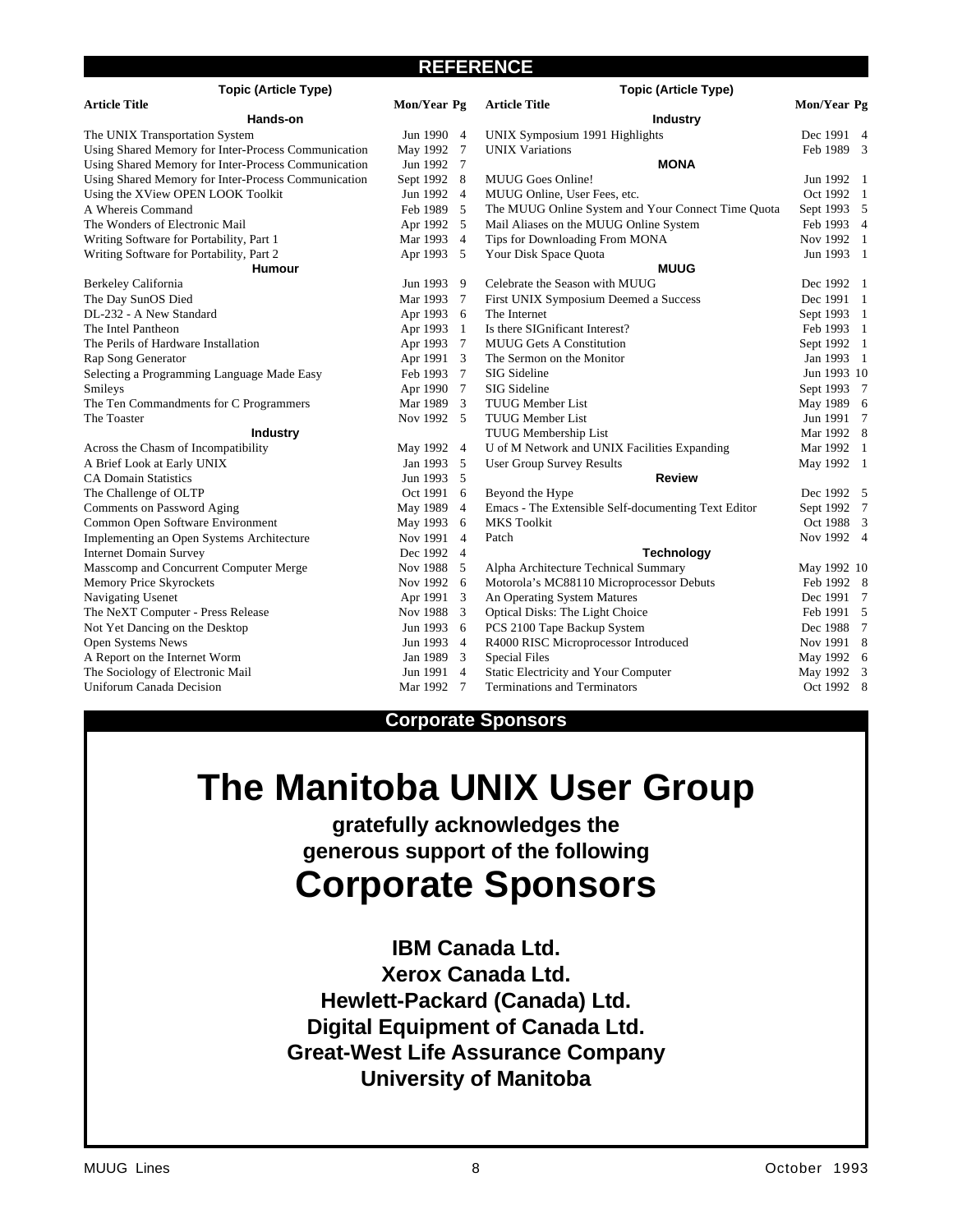## REFERENCE

| Article Title | Mon/Year | Pg |
|---|---|---|
| **Hands-on** | | |
| The UNIX Transportation System | Jun 1990 | 4 |
| Using Shared Memory for Inter-Process Communication | May 1992 | 7 |
| Using Shared Memory for Inter-Process Communication | Jun 1992 | 7 |
| Using Shared Memory for Inter-Process Communication | Sept 1992 | 8 |
| Using the XView OPEN LOOK Toolkit | Jun 1992 | 4 |
| A Whereis Command | Feb 1989 | 5 |
| The Wonders of Electronic Mail | Apr 1992 | 5 |
| Writing Software for Portability, Part 1 | Mar 1993 | 4 |
| Writing Software for Portability, Part 2 | Apr 1993 | 5 |
| **Humour** | | |
| Berkeley California | Jun 1993 | 9 |
| The Day SunOS Died | Mar 1993 | 7 |
| DL-232 - A New Standard | Apr 1993 | 6 |
| The Intel Pantheon | Apr 1993 | 1 |
| The Perils of Hardware Installation | Apr 1993 | 7 |
| Rap Song Generator | Apr 1991 | 3 |
| Selecting a Programming Language Made Easy | Feb 1993 | 7 |
| Smileys | Apr 1990 | 7 |
| The Ten Commandments for C Programmers | Mar 1989 | 3 |
| The Toaster | Nov 1992 | 5 |
| **Industry** | | |
| Across the Chasm of Incompatibility | May 1992 | 4 |
| A Brief Look at Early UNIX | Jan 1993 | 5 |
| CA Domain Statistics | Jun 1993 | 5 |
| The Challenge of OLTP | Oct 1991 | 6 |
| Comments on Password Aging | May 1989 | 4 |
| Common Open Software Environment | May 1993 | 6 |
| Implementing an Open Systems Architecture | Nov 1991 | 4 |
| Internet Domain Survey | Dec 1992 | 4 |
| Masscomp and Concurrent Computer Merge | Nov 1988 | 5 |
| Memory Price Skyrockets | Nov 1992 | 6 |
| Navigating Usenet | Apr 1991 | 3 |
| The NeXT Computer - Press Release | Nov 1988 | 3 |
| Not Yet Dancing on the Desktop | Jun 1993 | 6 |
| Open Systems News | Jun 1993 | 4 |
| A Report on the Internet Worm | Jan 1989 | 3 |
| The Sociology of Electronic Mail | Jun 1991 | 4 |
| Uniforum Canada Decision | Mar 1992 | 7 |
| UNIX Symposium 1991 Highlights | Dec 1991 | 4 |
| UNIX Variations | Feb 1989 | 3 |
| **MONA** | | |
| MUUG Goes Online! | Jun 1992 | 1 |
| MUUG Online, User Fees, etc. | Oct 1992 | 1 |
| The MUUG Online System and Your Connect Time Quota | Sept 1993 | 5 |
| Mail Aliases on the MUUG Online System | Feb 1993 | 4 |
| Tips for Downloading From MONA | Nov 1992 | 1 |
| Your Disk Space Quota | Jun 1993 | 1 |
| **MUUG** | | |
| Celebrate the Season with MUUG | Dec 1992 | 1 |
| First UNIX Symposium Deemed a Success | Dec 1991 | 1 |
| The Internet | Sept 1993 | 1 |
| Is there SIGnificant Interest? | Feb 1993 | 1 |
| MUUG Gets A Constitution | Sept 1992 | 1 |
| The Sermon on the Monitor | Jan 1993 | 1 |
| SIG Sideline | Jun 1993 | 10 |
| SIG Sideline | Sept 1993 | 7 |
| TUUG Member List | May 1989 | 6 |
| TUUG Member List | Jun 1991 | 7 |
| TUUG Membership List | Mar 1992 | 8 |
| U of M Network and UNIX Facilities Expanding | Mar 1992 | 1 |
| User Group Survey Results | May 1992 | 1 |
| **Review** | | |
| Beyond the Hype | Dec 1992 | 5 |
| Emacs - The Extensible Self-documenting Text Editor | Sept 1992 | 7 |
| MKS Toolkit | Oct 1988 | 3 |
| Patch | Nov 1992 | 4 |
| **Technology** | | |
| Alpha Architecture Technical Summary | May 1992 | 10 |
| Motorola's MC88110 Microprocessor Debuts | Feb 1992 | 8 |
| An Operating System Matures | Dec 1991 | 7 |
| Optical Disks: The Light Choice | Feb 1991 | 5 |
| PCS 2100 Tape Backup System | Dec 1988 | 7 |
| R4000 RISC Microprocessor Introduced | Nov 1991 | 8 |
| Special Files | May 1992 | 6 |
| Static Electricity and Your Computer | May 1992 | 3 |
| Terminations and Terminators | Oct 1992 | 8 |

## Corporate Sponsors

# The Manitoba UNIX User Group

**gratefully acknowledges the generous support of the following**

# Corporate Sponsors

**IBM Canada Ltd.**
**Xerox Canada Ltd.**
**Hewlett-Packard (Canada) Ltd.**
**Digital Equipment of Canada Ltd.**
**Great-West Life Assurance Company**
**University of Manitoba**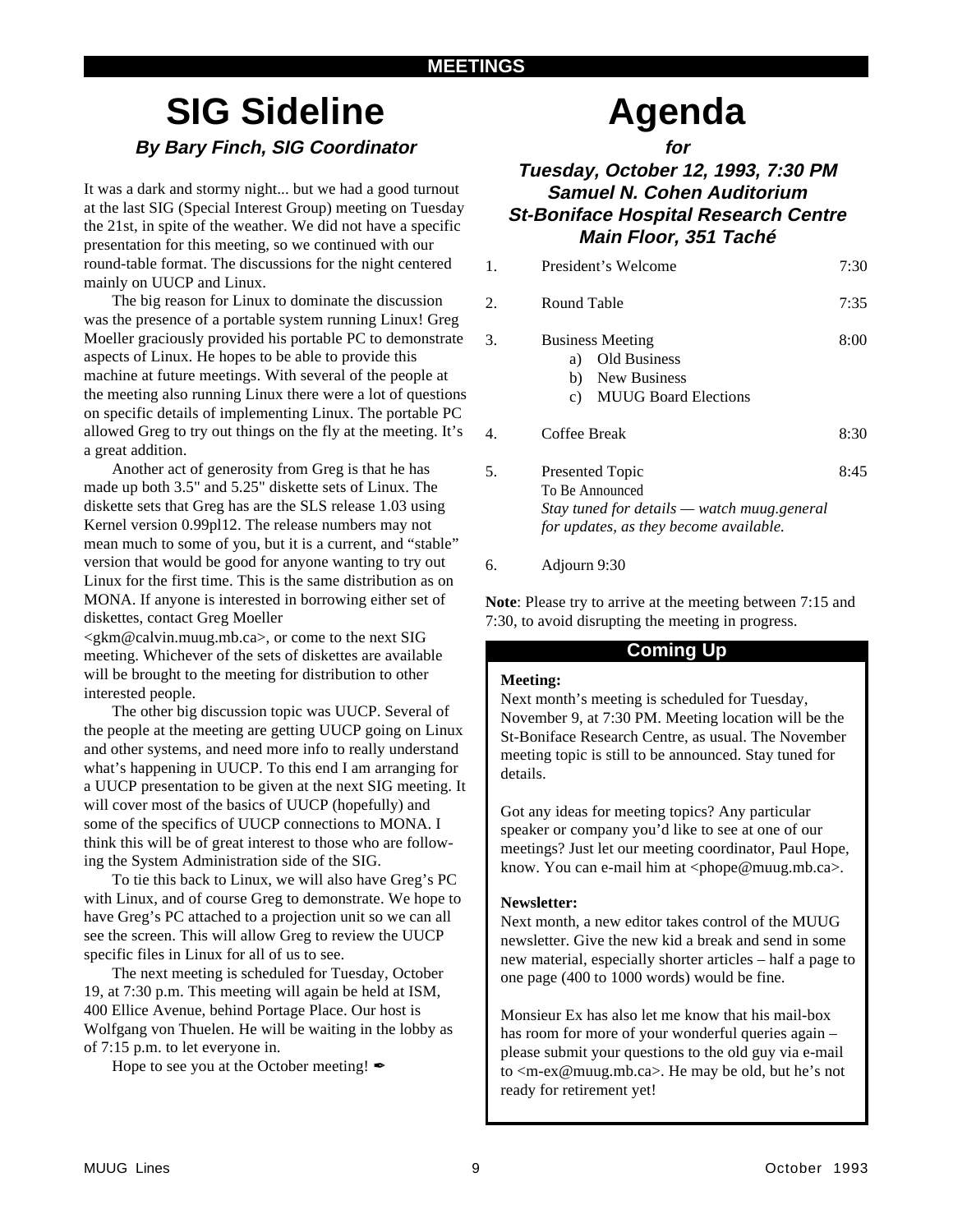**MEETINGS**

# SIG Sideline

### *By Bary Finch, SIG Coordinator*

It was a dark and stormy night... but we had a good turnout at the last SIG (Special Interest Group) meeting on Tuesday the 21st, in spite of the weather. We did not have a specific presentation for this meeting, so we continued with our round-table format. The discussions for the night centered mainly on UUCP and Linux.

The big reason for Linux to dominate the discussion was the presence of a portable system running Linux! Greg Moeller graciously provided his portable PC to demonstrate aspects of Linux. He hopes to be able to provide this machine at future meetings. With several of the people at the meeting also running Linux there were a lot of questions on specific details of implementing Linux. The portable PC allowed Greg to try out things on the fly at the meeting. It's a great addition.

Another act of generosity from Greg is that he has made up both 3.5" and 5.25" diskette sets of Linux. The diskette sets that Greg has are the SLS release 1.03 using Kernel version 0.99pl12. The release numbers may not mean much to some of you, but it is a current, and "stable" version that would be good for anyone wanting to try out Linux for the first time. This is the same distribution as on MONA. If anyone is interested in borrowing either set of diskettes, contact Greg Moeller <gkm@calvin.muug.mb.ca>, or come to the next SIG meeting. Whichever of the sets of diskettes are available will be brought to the meeting for distribution to other interested people.

The other big discussion topic was UUCP. Several of the people at the meeting are getting UUCP going on Linux and other systems, and need more info to really understand what's happening in UUCP. To this end I am arranging for a UUCP presentation to be given at the next SIG meeting. It will cover most of the basics of UUCP (hopefully) and some of the specifics of UUCP connections to MONA. I think this will be of great interest to those who are following the System Administration side of the SIG.

To tie this back to Linux, we will also have Greg's PC with Linux, and of course Greg to demonstrate. We hope to have Greg's PC attached to a projection unit so we can all see the screen. This will allow Greg to review the UUCP specific files in Linux for all of us to see.

The next meeting is scheduled for Tuesday, October 19, at 7:30 p.m. This meeting will again be held at ISM, 400 Ellice Avenue, behind Portage Place. Our host is Wolfgang von Thuelen. He will be waiting in the lobby as of 7:15 p.m. to let everyone in.

Hope to see you at the October meeting! ✒

# Agenda

### *for*
### *Tuesday, October 12, 1993, 7:30 PM*
### *Samuel N. Cohen Auditorium*
### *St-Boniface Hospital Research Centre*
### *Main Floor, 351 Taché*

| | | |
|---|---|---|
| 1. | President's Welcome | 7:30 |
| 2. | Round Table | 7:35 |
| 3. | Business Meeting<br>a) Old Business<br>b) New Business<br>c) MUUG Board Elections | 8:00 |
| 4. | Coffee Break | 8:30 |
| 5. | Presented Topic<br>To Be Announced<br>*Stay tuned for details — watch muug.general for updates, as they become available.* | 8:45 |
| 6. | Adjourn 9:30 | |

**Note**: Please try to arrive at the meeting between 7:15 and 7:30, to avoid disrupting the meeting in progress.

## Coming Up

**Meeting:**
Next month's meeting is scheduled for Tuesday, November 9, at 7:30 PM. Meeting location will be the St-Boniface Research Centre, as usual. The November meeting topic is still to be announced. Stay tuned for details.

Got any ideas for meeting topics? Any particular speaker or company you'd like to see at one of our meetings? Just let our meeting coordinator, Paul Hope, know. You can e-mail him at <phope@muug.mb.ca>.

**Newsletter:**
Next month, a new editor takes control of the MUUG newsletter. Give the new kid a break and send in some new material, especially shorter articles – half a page to one page (400 to 1000 words) would be fine.

Monsieur Ex has also let me know that his mail-box has room for more of your wonderful queries again – please submit your questions to the old guy via e-mail to <m-ex@muug.mb.ca>. He may be old, but he's not ready for retirement yet!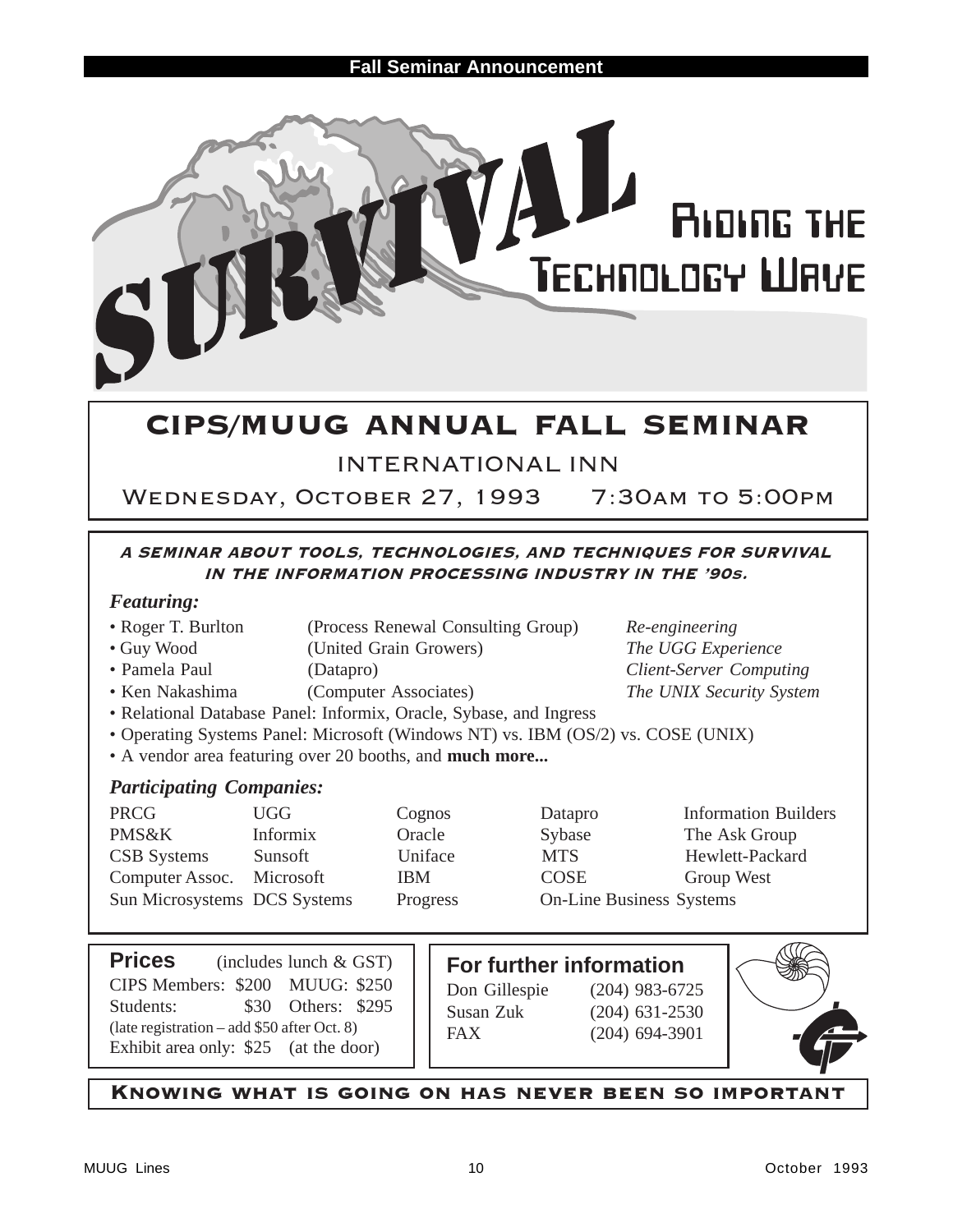**Fall Seminar Announcement**

# SURVIVAL

## Riding the Technology Wave

# CIPS/MUUG ANNUAL FALL SEMINAR

INTERNATIONAL INN

Wednesday, October 27, 1993 7:30am to 5:00pm

***A SEMINAR ABOUT TOOLS, TECHNOLOGIES, AND TECHNIQUES FOR SURVIVAL IN THE INFORMATION PROCESSING INDUSTRY IN THE '90s.***

### *Featuring:*

- Roger T. Burlton (Process Renewal Consulting Group) *Re-engineering*
- Guy Wood (United Grain Growers) *The UGG Experience*
- Pamela Paul (Datapro) *Client-Server Computing*
- Ken Nakashima (Computer Associates) *The UNIX Security System*
- Relational Database Panel: Informix, Oracle, Sybase, and Ingress
- Operating Systems Panel: Microsoft (Windows NT) vs. IBM (OS/2) vs. COSE (UNIX)
- A vendor area featuring over 20 booths, and **much more...**

### *Participating Companies:*

| | | | | |
|---|---|---|---|---|
| PRCG | UGG | Cognos | Datapro | Information Builders |
| PMS&K | Informix | Oracle | Sybase | The Ask Group |
| CSB Systems | Sunsoft | Uniface | MTS | Hewlett-Packard |
| Computer Assoc. | Microsoft | IBM | COSE | Group West |
| Sun Microsystems | DCS Systems | Progress | On-Line Business Systems | |

### Prices (includes lunch & GST)

CIPS Members: $200 MUUG: $250
Students: $30 Others: $295
(late registration – add $50 after Oct. 8)
Exhibit area only: $25 (at the door)

### For further information

| | |
|---|---|
| Don Gillespie | (204) 983-6725 |
| Susan Zuk | (204) 631-2530 |
| FAX | (204) 694-3901 |

**Knowing what is going on has never been so important**